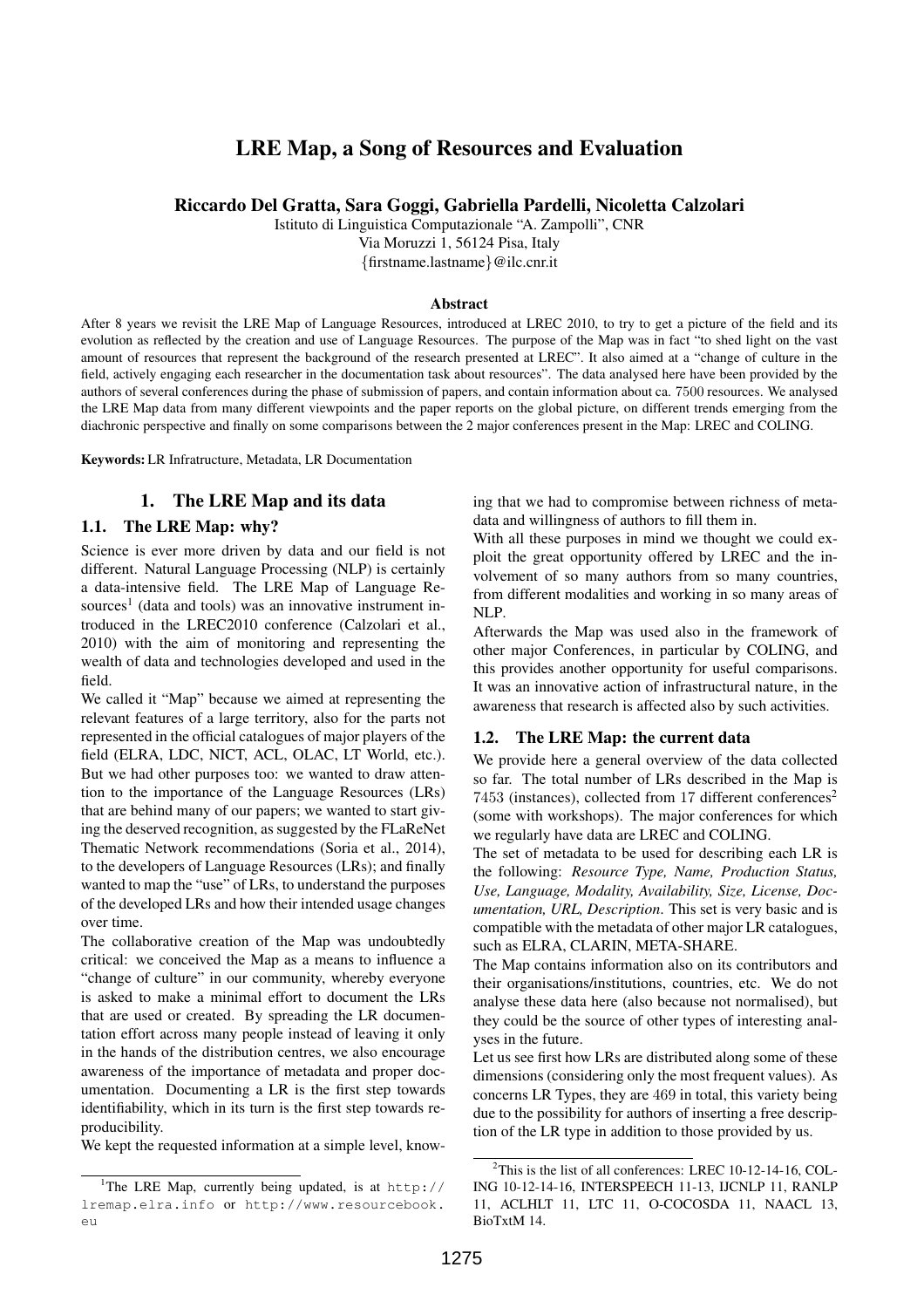# LRE Map, a Song of Resources and Evaluation

**Riccardo Del Gratta, Sara Goggi, Gabriella Pardelli, Nicoletta Calzolari**

Istituto di Linguistica Computazionale "A. Zampolli", CNR
Via Moruzzi 1, 56124 Pisa, Italy
{firstname.lastname}@ilc.cnr.it

### Abstract

After 8 years we revisit the LRE Map of Language Resources, introduced at LREC 2010, to try to get a picture of the field and its evolution as reflected by the creation and use of Language Resources. The purpose of the Map was in fact "to shed light on the vast amount of resources that represent the background of the research presented at LREC". It also aimed at a "change of culture in the field, actively engaging each researcher in the documentation task about resources". The data analysed here have been provided by the authors of several conferences during the phase of submission of papers, and contain information about ca. 7500 resources. We analysed the LRE Map data from many different viewpoints and the paper reports on the global picture, on different trends emerging from the diachronic perspective and finally on some comparisons between the 2 major conferences present in the Map: LREC and COLING.

**Keywords:** LR Infratructure, Metadata, LR Documentation

## 1. The LRE Map and its data

### 1.1. The LRE Map: why?

Science is ever more driven by data and our field is not different. Natural Language Processing (NLP) is certainly a data-intensive field. The LRE Map of Language Resources[1] (data and tools) was an innovative instrument introduced in the LREC2010 conference (Calzolari et al., 2010) with the aim of monitoring and representing the wealth of data and technologies developed and used in the field.

We called it "Map" because we aimed at representing the relevant features of a large territory, also for the parts not represented in the official catalogues of major players of the field (ELRA, LDC, NICT, ACL, OLAC, LT World, etc.). But we had other purposes too: we wanted to draw attention to the importance of the Language Resources (LRs) that are behind many of our papers; we wanted to start giving the deserved recognition, as suggested by the FLaReNet Thematic Network recommendations (Soria et al., 2014), to the developers of Language Resources (LRs); and finally wanted to map the "use" of LRs, to understand the purposes of the developed LRs and how their intended usage changes over time.

The collaborative creation of the Map was undoubtedly critical: we conceived the Map as a means to influence a "change of culture" in our community, whereby everyone is asked to make a minimal effort to document the LRs that are used or created. By spreading the LR documentation effort across many people instead of leaving it only in the hands of the distribution centres, we also encourage awareness of the importance of metadata and proper documentation. Documenting a LR is the first step towards identifiability, which in its turn is the first step towards reproducibility.

We kept the requested information at a simple level, knowing that we had to compromise between richness of metadata and willingness of authors to fill them in.

With all these purposes in mind we thought we could exploit the great opportunity offered by LREC and the involvement of so many authors from so many countries, from different modalities and working in so many areas of NLP.

Afterwards the Map was used also in the framework of other major Conferences, in particular by COLING, and this provides another opportunity for useful comparisons. It was an innovative action of infrastructural nature, in the awareness that research is affected also by such activities.

### 1.2. The LRE Map: the current data

We provide here a general overview of the data collected so far. The total number of LRs described in the Map is 7453 (instances), collected from 17 different conferences[2] (some with workshops). The major conferences for which we regularly have data are LREC and COLING.

The set of metadata to be used for describing each LR is the following: *Resource Type, Name, Production Status, Use, Language, Modality, Availability, Size, License, Documentation, URL, Description*. This set is very basic and is compatible with the metadata of other major LR catalogues, such as ELRA, CLARIN, META-SHARE.

The Map contains information also on its contributors and their organisations/institutions, countries, etc. We do not analyse these data here (also because not normalised), but they could be the source of other types of interesting analyses in the future.

Let us see first how LRs are distributed along some of these dimensions (considering only the most frequent values). As concerns LR Types, they are 469 in total, this variety being due to the possibility for authors of inserting a free description of the LR type in addition to those provided by us.

---

[1] The LRE Map, currently being updated, is at http://lremap.elra.info or http://www.resourcebook.eu

[2] This is the list of all conferences: LREC 10-12-14-16, COLING 10-12-14-16, INTERSPEECH 11-13, IJCNLP 11, RANLP 11, ACLHLT 11, LTC 11, O-COCOSDA 11, NAACL 13, BioTxtM 14.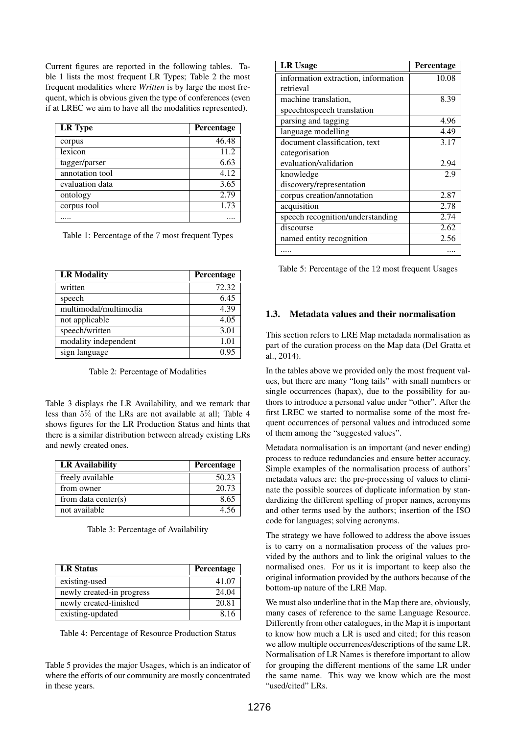Current figures are reported in the following tables. Table 1 lists the most frequent LR Types; Table 2 the most frequent modalities where *Written* is by large the most frequent, which is obvious given the type of conferences (even if at LREC we aim to have all the modalities represented).

| LR Type | Percentage |
|---|---|
| corpus | 46.48 |
| lexicon | 11.2 |
| tagger/parser | 6.63 |
| annotation tool | 4.12 |
| evaluation data | 3.65 |
| ontology | 2.79 |
| corpus tool | 1.73 |
| ..... | .... |

Table 1: Percentage of the 7 most frequent Types

| LR Modality | Percentage |
|---|---|
| written | 72.32 |
| speech | 6.45 |
| multimodal/multimedia | 4.39 |
| not applicable | 4.05 |
| speech/written | 3.01 |
| modality independent | 1.01 |
| sign language | 0.95 |

Table 2: Percentage of Modalities

Table 3 displays the LR Availability, and we remark that less than 5% of the LRs are not available at all; Table 4 shows figures for the LR Production Status and hints that there is a similar distribution between already existing LRs and newly created ones.

| LR Availability | Percentage |
|---|---|
| freely available | 50.23 |
| from owner | 20.73 |
| from data center(s) | 8.65 |
| not available | 4.56 |

Table 3: Percentage of Availability

| LR Status | Percentage |
|---|---|
| existing-used | 41.07 |
| newly created-in progress | 24.04 |
| newly created-finished | 20.81 |
| existing-updated | 8.16 |

Table 4: Percentage of Resource Production Status

Table 5 provides the major Usages, which is an indicator of where the efforts of our community are mostly concentrated in these years.

| LR Usage | Percentage |
|---|---|
| information extraction, information retrieval | 10.08 |
| machine translation, speechtospeech translation | 8.39 |
| parsing and tagging | 4.96 |
| language modelling | 4.49 |
| document classification, text categorisation | 3.17 |
| evaluation/validation | 2.94 |
| knowledge discovery/representation | 2.9 |
| corpus creation/annotation | 2.87 |
| acquisition | 2.78 |
| speech recognition/understanding | 2.74 |
| discourse | 2.62 |
| named entity recognition | 2.56 |
| ..... | .... |

Table 5: Percentage of the 12 most frequent Usages

### 1.3. Metadata values and their normalisation

This section refers to LRE Map metadada normalisation as part of the curation process on the Map data (Del Gratta et al., 2014).

In the tables above we provided only the most frequent values, but there are many "long tails" with small numbers or single occurrences (hapax), due to the possibility for authors to introduce a personal value under "other". After the first LREC we started to normalise some of the most frequent occurrences of personal values and introduced some of them among the "suggested values".

Metadata normalisation is an important (and never ending) process to reduce redundancies and ensure better accuracy. Simple examples of the normalisation process of authors' metadata values are: the pre-processing of values to eliminate the possible sources of duplicate information by standardizing the different spelling of proper names, acronyms and other terms used by the authors; insertion of the ISO code for languages; solving acronyms.

The strategy we have followed to address the above issues is to carry on a normalisation process of the values provided by the authors and to link the original values to the normalised ones. For us it is important to keep also the original information provided by the authors because of the bottom-up nature of the LRE Map.

We must also underline that in the Map there are, obviously, many cases of reference to the same Language Resource. Differently from other catalogues, in the Map it is important to know how much a LR is used and cited; for this reason we allow multiple occurrences/descriptions of the same LR. Normalisation of LR Names is therefore important to allow for grouping the different mentions of the same LR under the same name. This way we know which are the most "used/cited" LRs.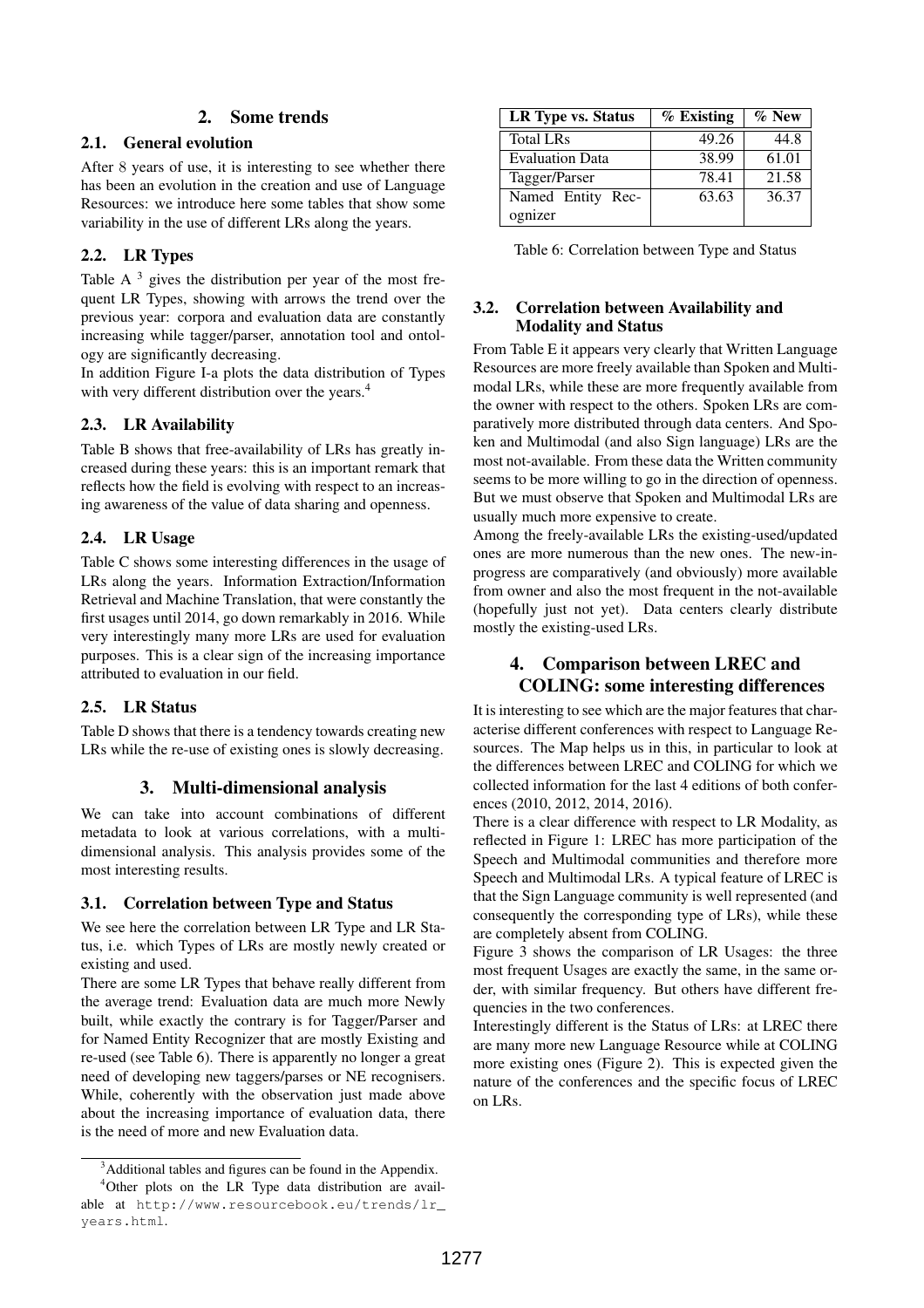## 2. Some trends

### 2.1. General evolution

After 8 years of use, it is interesting to see whether there has been an evolution in the creation and use of Language Resources: we introduce here some tables that show some variability in the use of different LRs along the years.

### 2.2. LR Types

Table A [3] gives the distribution per year of the most frequent LR Types, showing with arrows the trend over the previous year: corpora and evaluation data are constantly increasing while tagger/parser, annotation tool and ontology are significantly decreasing.

In addition Figure I-a plots the data distribution of Types with very different distribution over the years.[4]

### 2.3. LR Availability

Table B shows that free-availability of LRs has greatly increased during these years: this is an important remark that reflects how the field is evolving with respect to an increasing awareness of the value of data sharing and openness.

### 2.4. LR Usage

Table C shows some interesting differences in the usage of LRs along the years. Information Extraction/Information Retrieval and Machine Translation, that were constantly the first usages until 2014, go down remarkably in 2016. While very interestingly many more LRs are used for evaluation purposes. This is a clear sign of the increasing importance attributed to evaluation in our field.

### 2.5. LR Status

Table D shows that there is a tendency towards creating new LRs while the re-use of existing ones is slowly decreasing.

## 3. Multi-dimensional analysis

We can take into account combinations of different metadata to look at various correlations, with a multi-dimensional analysis. This analysis provides some of the most interesting results.

### 3.1. Correlation between Type and Status

We see here the correlation between LR Type and LR Status, i.e. which Types of LRs are mostly newly created or existing and used.

There are some LR Types that behave really different from the average trend: Evaluation data are much more Newly built, while exactly the contrary is for Tagger/Parser and for Named Entity Recognizer that are mostly Existing and re-used (see Table 6). There is apparently no longer a great need of developing new taggers/parses or NE recognisers. While, coherently with the observation just made above about the increasing importance of evaluation data, there is the need of more and new Evaluation data.

[3] Additional tables and figures can be found in the Appendix.

[4] Other plots on the LR Type data distribution are available at http://www.resourcebook.eu/trends/lr_years.html.

| LR Type vs. Status | % Existing | % New |
|---|---|---|
| Total LRs | 49.26 | 44.8 |
| Evaluation Data | 38.99 | 61.01 |
| Tagger/Parser | 78.41 | 21.58 |
| Named Entity Recognizer | 63.63 | 36.37 |

Table 6: Correlation between Type and Status

### 3.2. Correlation between Availability and Modality and Status

From Table E it appears very clearly that Written Language Resources are more freely available than Spoken and Multimodal LRs, while these are more frequently available from the owner with respect to the others. Spoken LRs are comparatively more distributed through data centers. And Spoken and Multimodal (and also Sign language) LRs are the most not-available. From these data the Written community seems to be more willing to go in the direction of openness. But we must observe that Spoken and Multimodal LRs are usually much more expensive to create.

Among the freely-available LRs the existing-used/updated ones are more numerous than the new ones. The new-in-progress are comparatively (and obviously) more available from owner and also the most frequent in the not-available (hopefully just not yet). Data centers clearly distribute mostly the existing-used LRs.

## 4. Comparison between LREC and COLING: some interesting differences

It is interesting to see which are the major features that characterise different conferences with respect to Language Resources. The Map helps us in this, in particular to look at the differences between LREC and COLING for which we collected information for the last 4 editions of both conferences (2010, 2012, 2014, 2016).

There is a clear difference with respect to LR Modality, as reflected in Figure 1: LREC has more participation of the Speech and Multimodal communities and therefore more Speech and Multimodal LRs. A typical feature of LREC is that the Sign Language community is well represented (and consequently the corresponding type of LRs), while these are completely absent from COLING.

Figure 3 shows the comparison of LR Usages: the three most frequent Usages are exactly the same, in the same order, with similar frequency. But others have different frequencies in the two conferences.

Interestingly different is the Status of LRs: at LREC there are many more new Language Resource while at COLING more existing ones (Figure 2). This is expected given the nature of the conferences and the specific focus of LREC on LRs.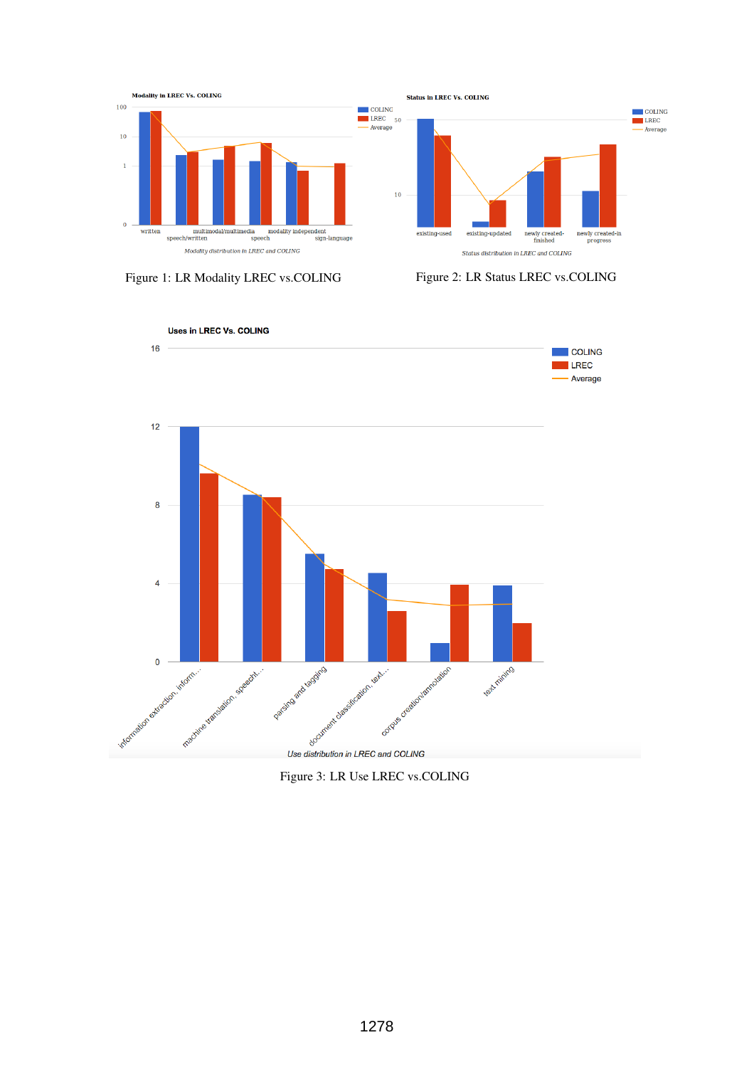Figure 1: LR Modality LREC vs.COLING

Figure 2: LR Status LREC vs.COLING

Figure 3: LR Use LREC vs.COLING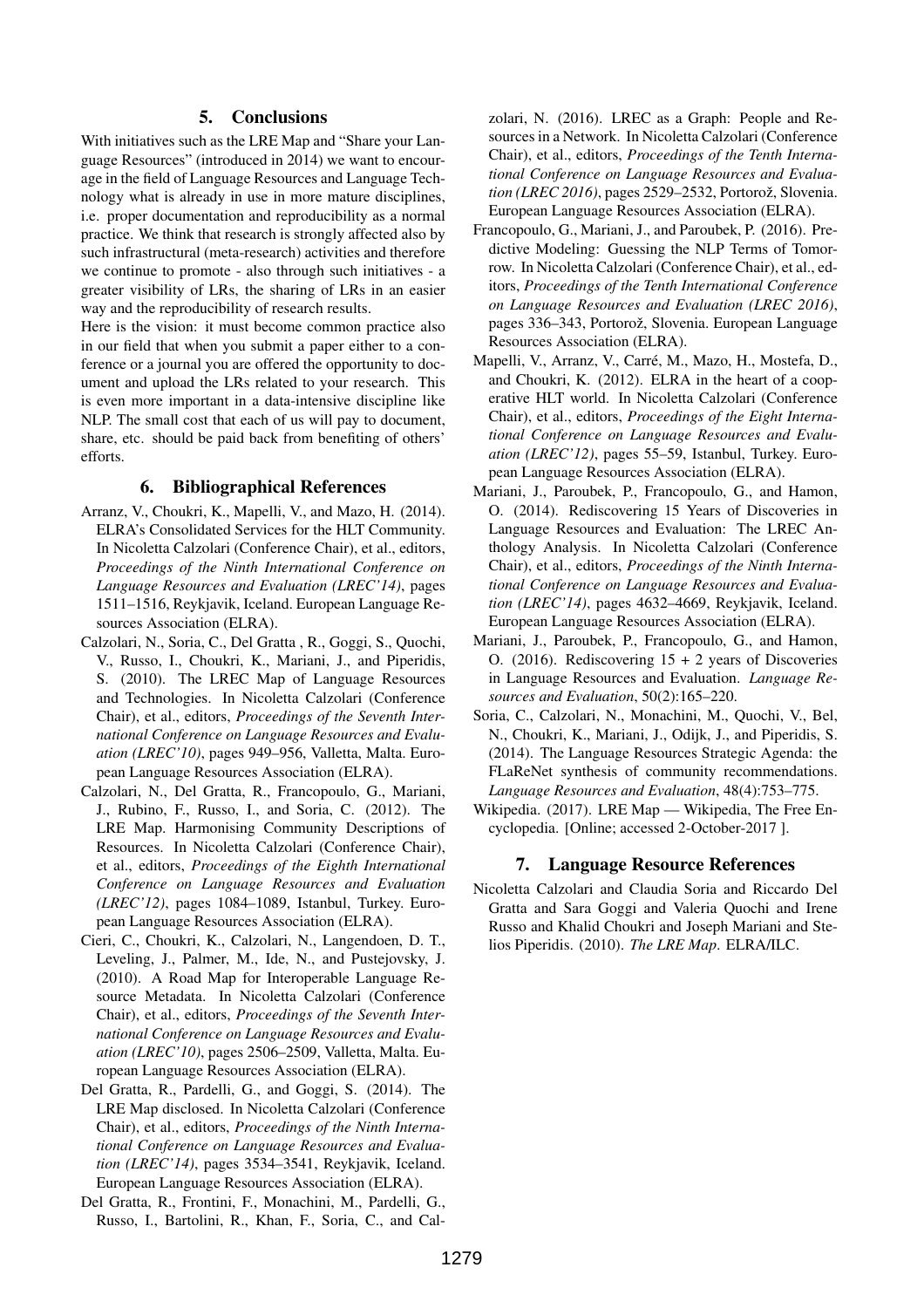## 5. Conclusions

With initiatives such as the LRE Map and "Share your Language Resources" (introduced in 2014) we want to encourage in the field of Language Resources and Language Technology what is already in use in more mature disciplines, i.e. proper documentation and reproducibility as a normal practice. We think that research is strongly affected also by such infrastructural (meta-research) activities and therefore we continue to promote - also through such initiatives - a greater visibility of LRs, the sharing of LRs in an easier way and the reproducibility of research results.

Here is the vision: it must become common practice also in our field that when you submit a paper either to a conference or a journal you are offered the opportunity to document and upload the LRs related to your research. This is even more important in a data-intensive discipline like NLP. The small cost that each of us will pay to document, share, etc. should be paid back from benefiting of others' efforts.

## 6. Bibliographical References

Arranz, V., Choukri, K., Mapelli, V., and Mazo, H. (2014). ELRA's Consolidated Services for the HLT Community. In Nicoletta Calzolari (Conference Chair), et al., editors, *Proceedings of the Ninth International Conference on Language Resources and Evaluation (LREC'14)*, pages 1511–1516, Reykjavik, Iceland. European Language Resources Association (ELRA).

Calzolari, N., Soria, C., Del Gratta , R., Goggi, S., Quochi, V., Russo, I., Choukri, K., Mariani, J., and Piperidis, S. (2010). The LREC Map of Language Resources and Technologies. In Nicoletta Calzolari (Conference Chair), et al., editors, *Proceedings of the Seventh International Conference on Language Resources and Evaluation (LREC'10)*, pages 949–956, Valletta, Malta. European Language Resources Association (ELRA).

Calzolari, N., Del Gratta, R., Francopoulo, G., Mariani, J., Rubino, F., Russo, I., and Soria, C. (2012). The LRE Map. Harmonising Community Descriptions of Resources. In Nicoletta Calzolari (Conference Chair), et al., editors, *Proceedings of the Eighth International Conference on Language Resources and Evaluation (LREC'12)*, pages 1084–1089, Istanbul, Turkey. European Language Resources Association (ELRA).

Cieri, C., Choukri, K., Calzolari, N., Langendoen, D. T., Leveling, J., Palmer, M., Ide, N., and Pustejovsky, J. (2010). A Road Map for Interoperable Language Resource Metadata. In Nicoletta Calzolari (Conference Chair), et al., editors, *Proceedings of the Seventh International Conference on Language Resources and Evaluation (LREC'10)*, pages 2506–2509, Valletta, Malta. European Language Resources Association (ELRA).

Del Gratta, R., Pardelli, G., and Goggi, S. (2014). The LRE Map disclosed. In Nicoletta Calzolari (Conference Chair), et al., editors, *Proceedings of the Ninth International Conference on Language Resources and Evaluation (LREC'14)*, pages 3534–3541, Reykjavik, Iceland. European Language Resources Association (ELRA).

Del Gratta, R., Frontini, F., Monachini, M., Pardelli, G., Russo, I., Bartolini, R., Khan, F., Soria, C., and Calzolari, N. (2016). LREC as a Graph: People and Resources in a Network. In Nicoletta Calzolari (Conference Chair), et al., editors, *Proceedings of the Tenth International Conference on Language Resources and Evaluation (LREC 2016)*, pages 2529–2532, Portorož, Slovenia. European Language Resources Association (ELRA).

Francopoulo, G., Mariani, J., and Paroubek, P. (2016). Predictive Modeling: Guessing the NLP Terms of Tomorrow. In Nicoletta Calzolari (Conference Chair), et al., editors, *Proceedings of the Tenth International Conference on Language Resources and Evaluation (LREC 2016)*, pages 336–343, Portorož, Slovenia. European Language Resources Association (ELRA).

Mapelli, V., Arranz, V., Carré, M., Mazo, H., Mostefa, D., and Choukri, K. (2012). ELRA in the heart of a cooperative HLT world. In Nicoletta Calzolari (Conference Chair), et al., editors, *Proceedings of the Eight International Conference on Language Resources and Evaluation (LREC'12)*, pages 55–59, Istanbul, Turkey. European Language Resources Association (ELRA).

Mariani, J., Paroubek, P., Francopoulo, G., and Hamon, O. (2014). Rediscovering 15 Years of Discoveries in Language Resources and Evaluation: The LREC Anthology Analysis. In Nicoletta Calzolari (Conference Chair), et al., editors, *Proceedings of the Ninth International Conference on Language Resources and Evaluation (LREC'14)*, pages 4632–4669, Reykjavik, Iceland. European Language Resources Association (ELRA).

Mariani, J., Paroubek, P., Francopoulo, G., and Hamon, O. (2016). Rediscovering 15 + 2 years of Discoveries in Language Resources and Evaluation. *Language Resources and Evaluation*, 50(2):165–220.

Soria, C., Calzolari, N., Monachini, M., Quochi, V., Bel, N., Choukri, K., Mariani, J., Odijk, J., and Piperidis, S. (2014). The Language Resources Strategic Agenda: the FLaReNet synthesis of community recommendations. *Language Resources and Evaluation*, 48(4):753–775.

Wikipedia. (2017). LRE Map — Wikipedia, The Free Encyclopedia. [Online; accessed 2-October-2017 ].

## 7. Language Resource References

Nicoletta Calzolari and Claudia Soria and Riccardo Del Gratta and Sara Goggi and Valeria Quochi and Irene Russo and Khalid Choukri and Joseph Mariani and Stelios Piperidis. (2010). *The LRE Map*. ELRA/ILC.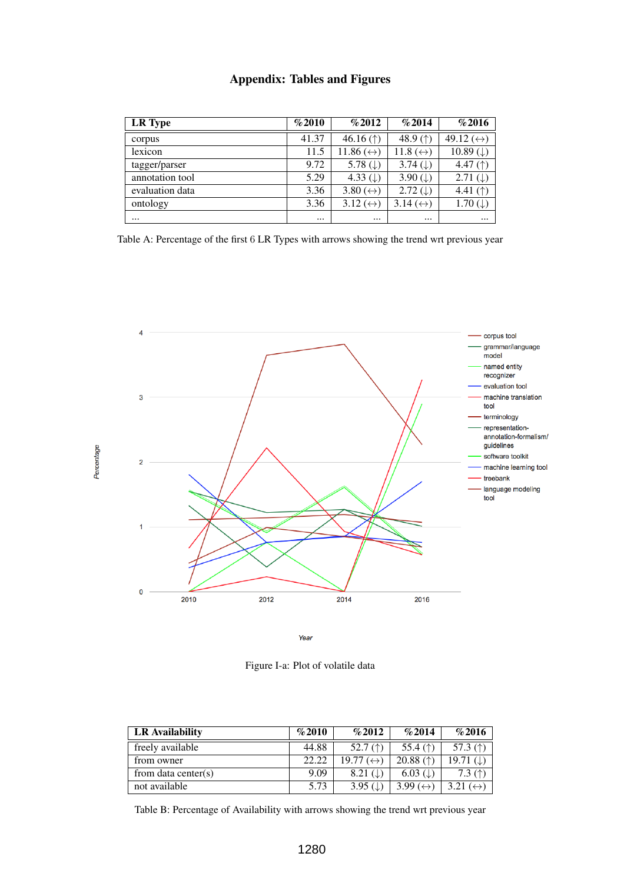# Appendix: Tables and Figures

| LR Type | %2010 | %2012 | %2014 | %2016 |
|---|---|---|---|---|
| corpus | 41.37 | 46.16 (↑) | 48.9 (↑) | 49.12 (↔) |
| lexicon | 11.5 | 11.86 (↔) | 11.8 (↔) | 10.89 (↓) |
| tagger/parser | 9.72 | 5.78 (↓) | 3.74 (↓) | 4.47 (↑) |
| annotation tool | 5.29 | 4.33 (↓) | 3.90 (↓) | 2.71 (↓) |
| evaluation data | 3.36 | 3.80 (↔) | 2.72 (↓) | 4.41 (↑) |
| ontology | 3.36 | 3.12 (↔) | 3.14 (↔) | 1.70 (↓) |
| ... | ... | ... | ... | ... |

Table A: Percentage of the first 6 LR Types with arrows showing the trend wrt previous year

Figure I-a: Plot of volatile data

| LR Availability | %2010 | %2012 | %2014 | %2016 |
|---|---|---|---|---|
| freely available | 44.88 | 52.7 (↑) | 55.4 (↑) | 57.3 (↑) |
| from owner | 22.22 | 19.77 (↔) | 20.88 (↑) | 19.71 (↓) |
| from data center(s) | 9.09 | 8.21 (↓) | 6.03 (↓) | 7.3 (↑) |
| not available | 5.73 | 3.95 (↓) | 3.99 (↔) | 3.21 (↔) |

Table B: Percentage of Availability with arrows showing the trend wrt previous year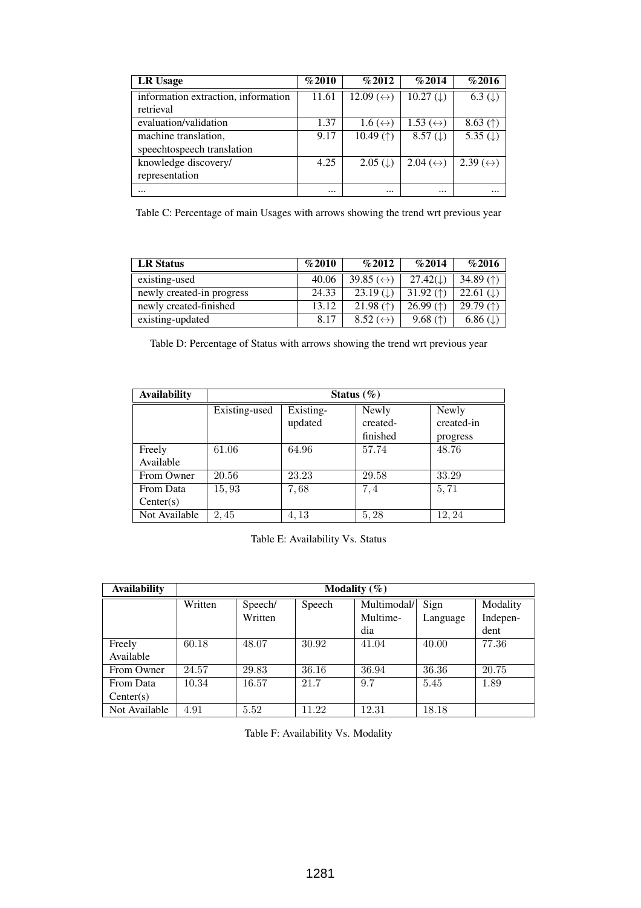| LR Usage | %2010 | %2012 | %2014 | %2016 |
|---|---|---|---|---|
| information extraction, information retrieval | 11.61 | 12.09 (↔) | 10.27 (↓) | 6.3 (↓) |
| evaluation/validation | 1.37 | 1.6 (↔) | 1.53 (↔) | 8.63 (↑) |
| machine translation, speechtospeech translation | 9.17 | 10.49 (↑) | 8.57 (↓) | 5.35 (↓) |
| knowledge discovery/ representation | 4.25 | 2.05 (↓) | 2.04 (↔) | 2.39 (↔) |
| ... | ... | ... | ... | ... |

Table C: Percentage of main Usages with arrows showing the trend wrt previous year

| LR Status | %2010 | %2012 | %2014 | %2016 |
|---|---|---|---|---|
| existing-used | 40.06 | 39.85 (↔) | 27.42(↓) | 34.89 (↑) |
| newly created-in progress | 24.33 | 23.19 (↓) | 31.92 (↑) | 22.61 (↓) |
| newly created-finished | 13.12 | 21.98 (↑) | 26.99 (↑) | 29.79 (↑) |
| existing-updated | 8.17 | 8.52 (↔) | 9.68 (↑) | 6.86 (↓) |

Table D: Percentage of Status with arrows showing the trend wrt previous year

| Availability | Status (%) | | | |
|---|---|---|---|---|
| | Existing-used | Existing-updated | Newly created-finished | Newly created-in progress |
| Freely Available | 61.06 | 64.96 | 57.74 | 48.76 |
| From Owner | 20.56 | 23.23 | 29.58 | 33.29 |
| From Data Center(s) | 15, 93 | 7, 68 | 7, 4 | 5, 71 |
| Not Available | 2, 45 | 4, 13 | 5, 28 | 12, 24 |

Table E: Availability Vs. Status

| Availability | Modality (%) | | | | | |
|---|---|---|---|---|---|---|
| | Written | Speech/ Written | Speech | Multimodal/ Multimedia | Sign Language | Modality Independent |
| Freely Available | 60.18 | 48.07 | 30.92 | 41.04 | 40.00 | 77.36 |
| From Owner | 24.57 | 29.83 | 36.16 | 36.94 | 36.36 | 20.75 |
| From Data Center(s) | 10.34 | 16.57 | 21.7 | 9.7 | 5.45 | 1.89 |
| Not Available | 4.91 | 5.52 | 11.22 | 12.31 | 18.18 | |

Table F: Availability Vs. Modality